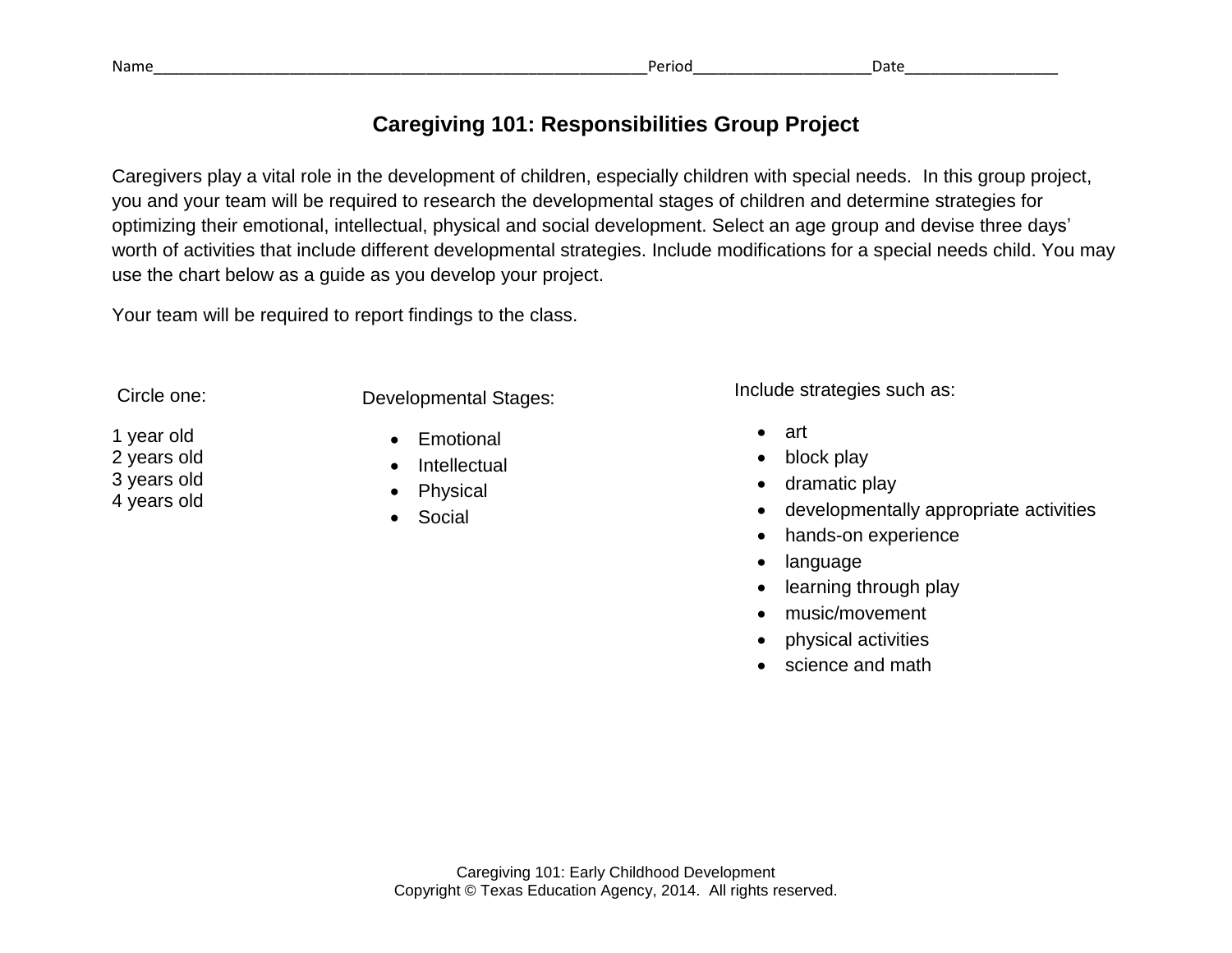Name\_\_\_\_\_\_\_\_\_\_\_\_\_\_\_\_\_\_\_\_\_\_\_\_\_\_\_\_\_\_\_\_\_\_\_\_\_\_\_\_\_\_\_\_\_\_\_\_\_\_\_\_\_\_\_\_\_\_\_\_Period\_\_\_\_\_\_\_\_\_\_\_\_\_\_\_\_\_\_\_\_\_\_Date\_\_\_\_\_\_\_\_\_\_\_\_\_\_\_\_\_\_\_

# Caregiving 101: Responsibilities Group Project

Caregivers play a vital role in the development of children, especially children with special needs. In this group project, you and your team will be required to research the developmental stages of children and determine strategies for optimizing their emotional, intellectual, physical and social development. Select an age group and devise three days' worth of activities that include different developmental strategies. Include modifications for a special needs child. You may use the chart below as a guide as you develop your project.

Your team will be required to report findings to the class.

Circle one:

1 year old
2 years old
3 years old
4 years old

Developmental Stages:

- Emotional
- Intellectual
- Physical
- Social

Include strategies such as:

- art
- block play
- dramatic play
- developmentally appropriate activities
- hands-on experience
- language
- learning through play
- music/movement
- physical activities
- science and math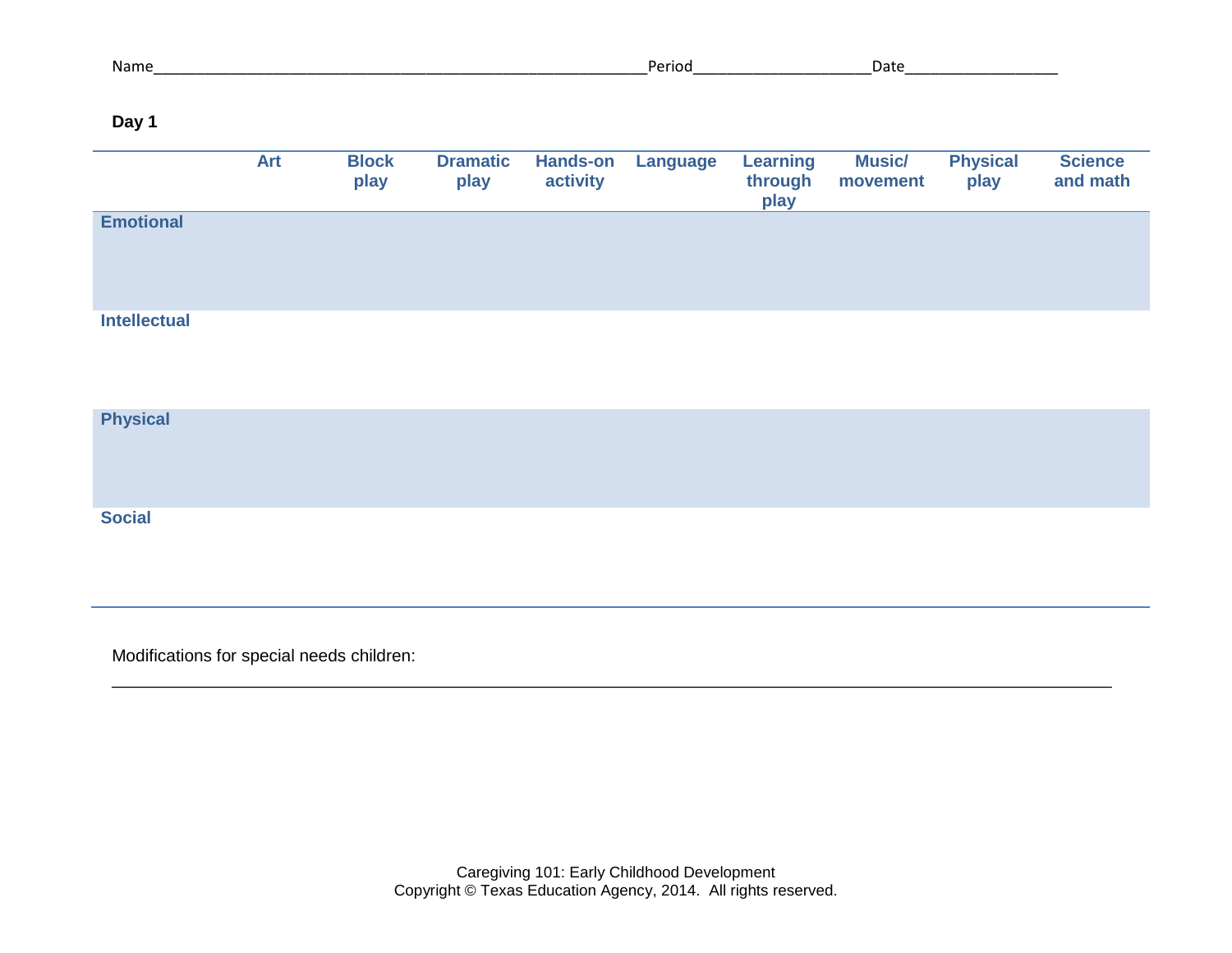Name\_\_\_\_\_\_\_\_\_\_\_\_\_\_\_\_\_\_\_\_\_\_\_\_\_\_\_\_\_\_\_\_\_\_\_\_\_\_\_\_\_\_\_\_\_\_\_\_\_\_\_\_\_\_\_\_\_\_Period\_\_\_\_\_\_\_\_\_\_\_\_\_\_\_\_\_\_\_\_\_Date\_\_\_\_\_\_\_\_\_\_\_\_\_\_\_\_\_\_

**Day 1**

| | Art | Block play | Dramatic play | Hands-on activity | Language | Learning through play | Music/ movement | Physical play | Science and math |
|---|---|---|---|---|---|---|---|---|---|
| **Emotional** | | | | | | | | | |
| **Intellectual** | | | | | | | | | |
| **Physical** | | | | | | | | | |
| **Social** | | | | | | | | | |

Modifications for special needs children:

\_\_\_\_\_\_\_\_\_\_\_\_\_\_\_\_\_\_\_\_\_\_\_\_\_\_\_\_\_\_\_\_\_\_\_\_\_\_\_\_\_\_\_\_\_\_\_\_\_\_\_\_\_\_\_\_\_\_\_\_\_\_\_\_\_\_\_\_\_\_\_\_\_\_\_\_\_\_\_\_\_\_\_\_\_\_\_\_\_\_\_\_\_\_\_\_\_\_\_\_\_\_\_\_\_\_\_

Caregiving 101: Early Childhood Development
Copyright © Texas Education Agency, 2014. All rights reserved.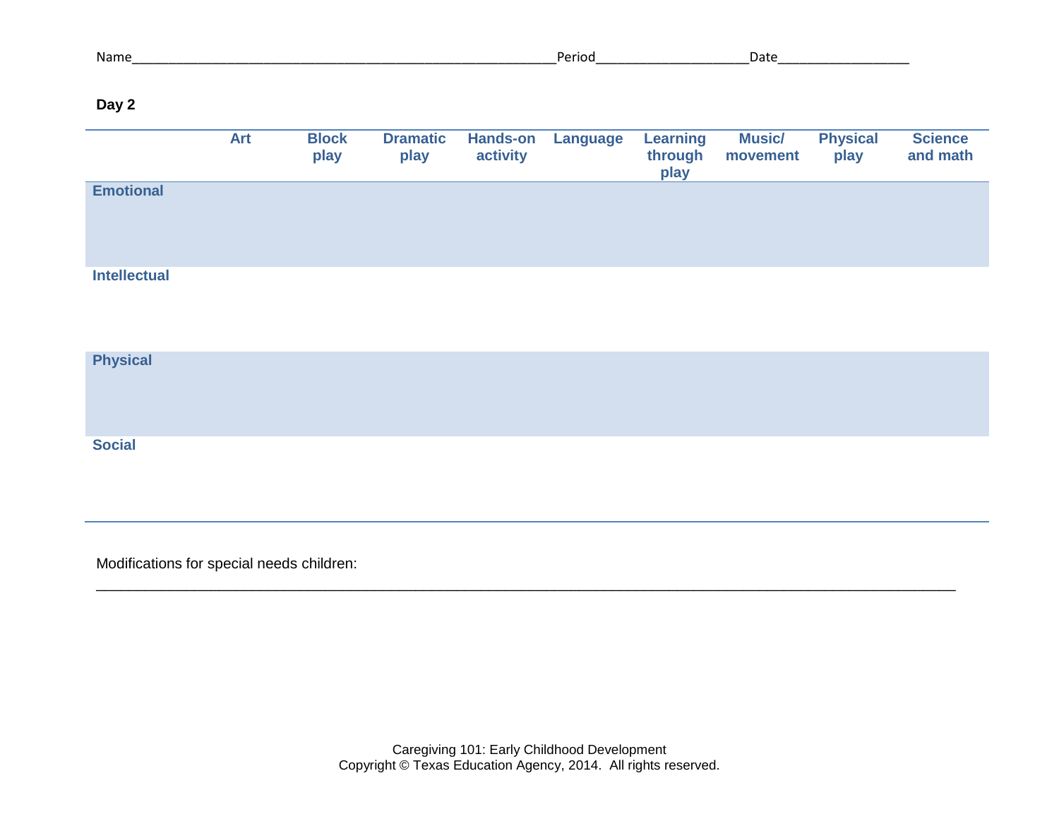Name_______________________________________________________Period____________________Date_________________

**Day 2**

| | Art | Block play | Dramatic play | Hands-on activity | Language | Learning through play | Music/ movement | Physical play | Science and math |
|---|---|---|---|---|---|---|---|---|---|
| **Emotional** | | | | | | | | | |
| **Intellectual** | | | | | | | | | |
| **Physical** | | | | | | | | | |
| **Social** | | | | | | | | | |

Modifications for special needs children:

_______________________________________________________________________________________________

Caregiving 101: Early Childhood Development
Copyright © Texas Education Agency, 2014. All rights reserved.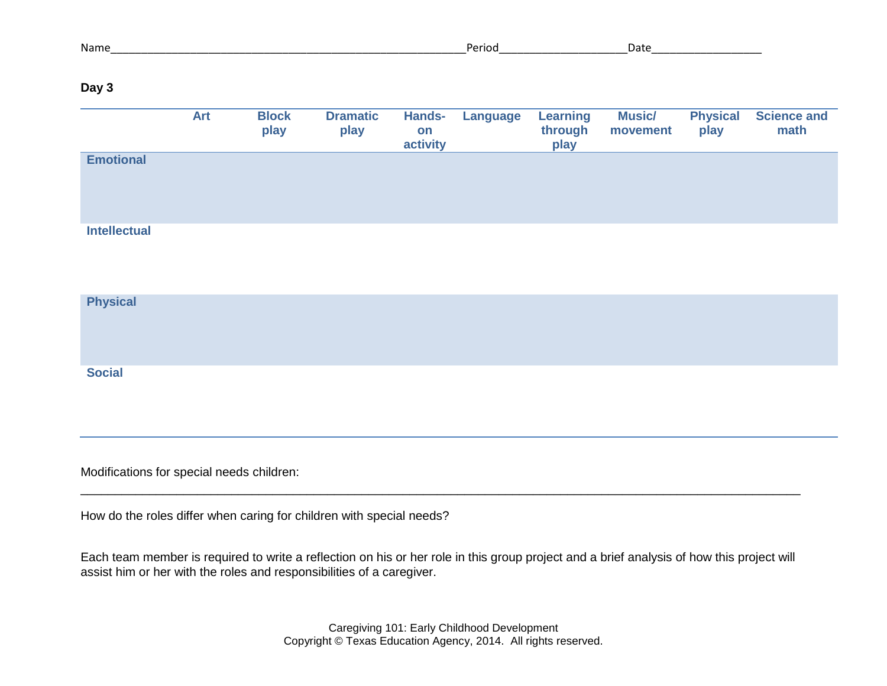Name\_\_\_\_\_\_\_\_\_\_\_\_\_\_\_\_\_\_\_\_\_\_\_\_\_\_\_\_\_\_\_\_\_\_\_\_\_\_\_\_\_\_\_\_\_\_\_\_\_\_\_\_\_\_\_\_\_\_\_\_Period\_\_\_\_\_\_\_\_\_\_\_\_\_\_\_\_\_\_\_\_\_\_Date\_\_\_\_\_\_\_\_\_\_\_\_\_\_\_\_\_\_\_

**Day 3**

| | Art | Block play | Dramatic play | Hands-on activity | Language | Learning through play | Music/ movement | Physical play | Science and math |
|---|---|---|---|---|---|---|---|---|---|
| **Emotional** | | | | | | | | | |
| **Intellectual** | | | | | | | | | |
| **Physical** | | | | | | | | | |
| **Social** | | | | | | | | | |

Modifications for special needs children:

\_\_\_\_\_\_\_\_\_\_\_\_\_\_\_\_\_\_\_\_\_\_\_\_\_\_\_\_\_\_\_\_\_\_\_\_\_\_\_\_\_\_\_\_\_\_\_\_\_\_\_\_\_\_\_\_\_\_\_\_\_\_\_\_\_\_\_\_\_\_\_\_\_\_\_\_\_\_\_\_\_\_\_\_\_\_\_\_\_\_\_\_\_\_\_\_\_\_\_\_\_\_\_\_

How do the roles differ when caring for children with special needs?

Each team member is required to write a reflection on his or her role in this group project and a brief analysis of how this project will assist him or her with the roles and responsibilities of a caregiver.